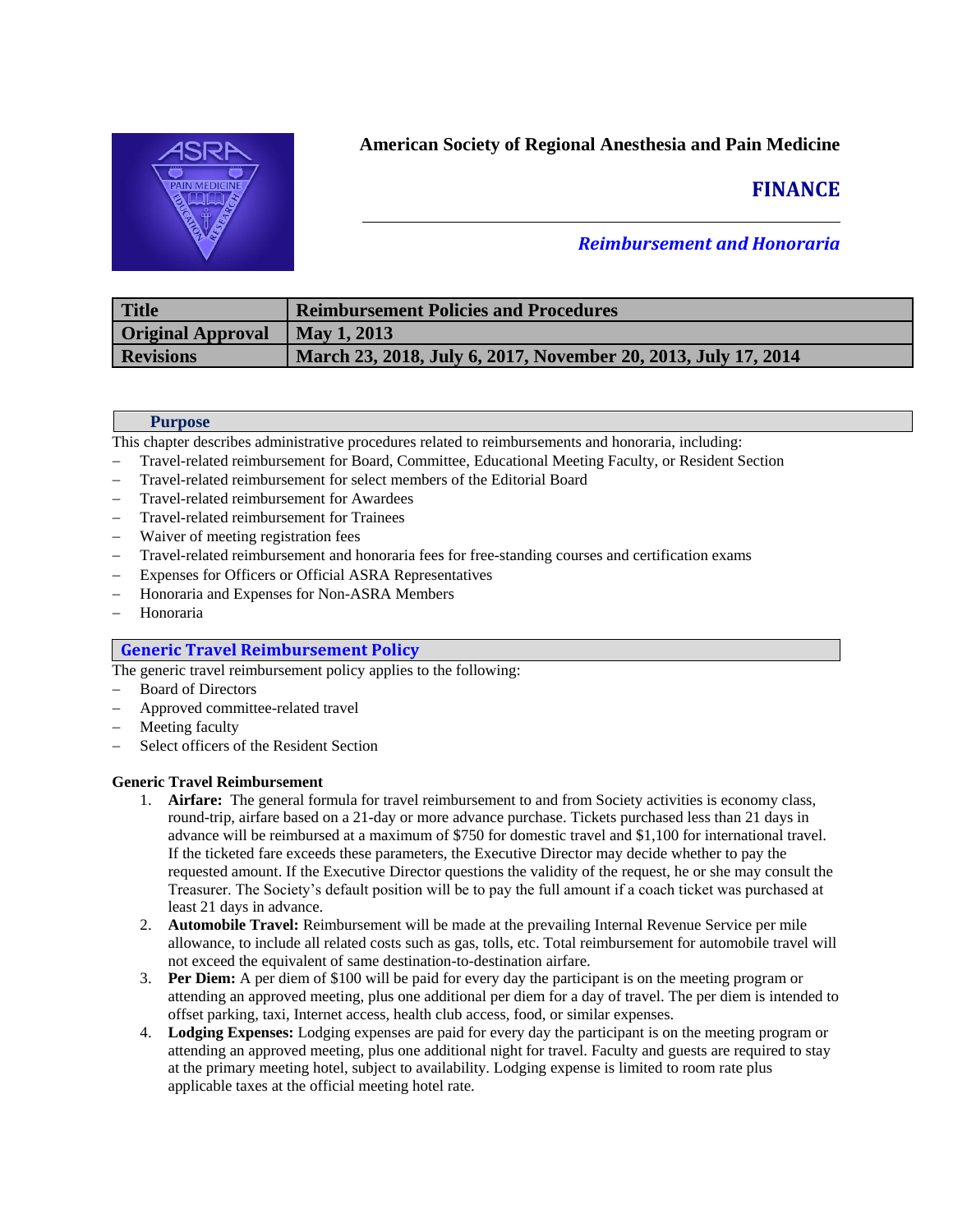**American Society of Regional Anesthesia and Pain Medicine**

# FINANCE

***Reimbursement and Honoraria***

| **Title** | **Reimbursement Policies and Procedures** |
|---|---|
| **Original Approval** | **May 1, 2013** |
| **Revisions** | **March 23, 2018, July 6, 2017, November 20, 2013, July 17, 2014** |

## Purpose

This chapter describes administrative procedures related to reimbursements and honoraria, including:

- Travel-related reimbursement for Board, Committee, Educational Meeting Faculty, or Resident Section
- Travel-related reimbursement for select members of the Editorial Board
- Travel-related reimbursement for Awardees
- Travel-related reimbursement for Trainees
- Waiver of meeting registration fees
- Travel-related reimbursement and honoraria fees for free-standing courses and certification exams
- Expenses for Officers or Official ASRA Representatives
- Honoraria and Expenses for Non-ASRA Members
- Honoraria

## Generic Travel Reimbursement Policy

The generic travel reimbursement policy applies to the following:

- Board of Directors
- Approved committee-related travel
- Meeting faculty
- Select officers of the Resident Section

### Generic Travel Reimbursement

1. **Airfare:** The general formula for travel reimbursement to and from Society activities is economy class, round-trip, airfare based on a 21-day or more advance purchase. Tickets purchased less than 21 days in advance will be reimbursed at a maximum of $750 for domestic travel and $1,100 for international travel. If the ticketed fare exceeds these parameters, the Executive Director may decide whether to pay the requested amount. If the Executive Director questions the validity of the request, he or she may consult the Treasurer. The Society's default position will be to pay the full amount if a coach ticket was purchased at least 21 days in advance.
2. **Automobile Travel:** Reimbursement will be made at the prevailing Internal Revenue Service per mile allowance, to include all related costs such as gas, tolls, etc. Total reimbursement for automobile travel will not exceed the equivalent of same destination-to-destination airfare.
3. **Per Diem:** A per diem of $100 will be paid for every day the participant is on the meeting program or attending an approved meeting, plus one additional per diem for a day of travel. The per diem is intended to offset parking, taxi, Internet access, health club access, food, or similar expenses.
4. **Lodging Expenses:** Lodging expenses are paid for every day the participant is on the meeting program or attending an approved meeting, plus one additional night for travel. Faculty and guests are required to stay at the primary meeting hotel, subject to availability. Lodging expense is limited to room rate plus applicable taxes at the official meeting hotel rate.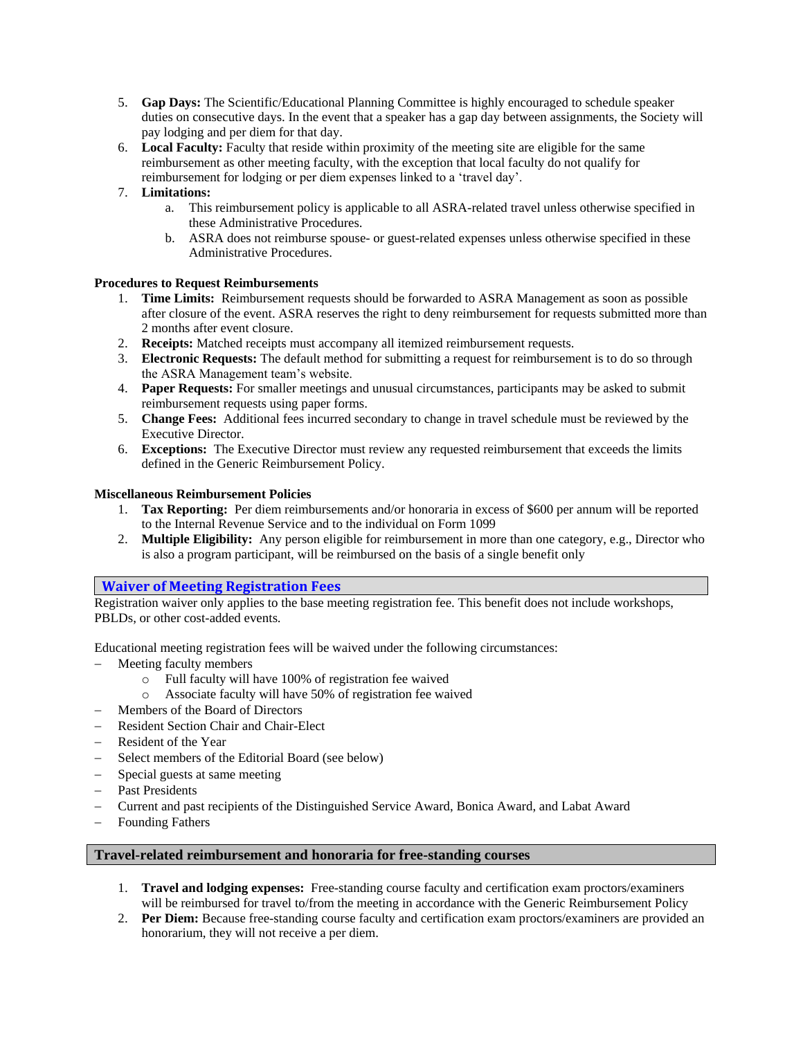5. **Gap Days:** The Scientific/Educational Planning Committee is highly encouraged to schedule speaker duties on consecutive days. In the event that a speaker has a gap day between assignments, the Society will pay lodging and per diem for that day.
6. **Local Faculty:** Faculty that reside within proximity of the meeting site are eligible for the same reimbursement as other meeting faculty, with the exception that local faculty do not qualify for reimbursement for lodging or per diem expenses linked to a 'travel day'.
7. **Limitations:**
    a. This reimbursement policy is applicable to all ASRA-related travel unless otherwise specified in these Administrative Procedures.
    b. ASRA does not reimburse spouse- or guest-related expenses unless otherwise specified in these Administrative Procedures.

**Procedures to Request Reimbursements**

1. **Time Limits:** Reimbursement requests should be forwarded to ASRA Management as soon as possible after closure of the event. ASRA reserves the right to deny reimbursement for requests submitted more than 2 months after event closure.
2. **Receipts:** Matched receipts must accompany all itemized reimbursement requests.
3. **Electronic Requests:** The default method for submitting a request for reimbursement is to do so through the ASRA Management team's website.
4. **Paper Requests:** For smaller meetings and unusual circumstances, participants may be asked to submit reimbursement requests using paper forms.
5. **Change Fees:** Additional fees incurred secondary to change in travel schedule must be reviewed by the Executive Director.
6. **Exceptions:** The Executive Director must review any requested reimbursement that exceeds the limits defined in the Generic Reimbursement Policy.

**Miscellaneous Reimbursement Policies**

1. **Tax Reporting:** Per diem reimbursements and/or honoraria in excess of $600 per annum will be reported to the Internal Revenue Service and to the individual on Form 1099
2. **Multiple Eligibility:** Any person eligible for reimbursement in more than one category, e.g., Director who is also a program participant, will be reimbursed on the basis of a single benefit only

## Waiver of Meeting Registration Fees

Registration waiver only applies to the base meeting registration fee. This benefit does not include workshops, PBLDs, or other cost-added events.

Educational meeting registration fees will be waived under the following circumstances:

- Meeting faculty members
    - Full faculty will have 100% of registration fee waived
    - Associate faculty will have 50% of registration fee waived
- Members of the Board of Directors
- Resident Section Chair and Chair-Elect
- Resident of the Year
- Select members of the Editorial Board (see below)
- Special guests at same meeting
- Past Presidents
- Current and past recipients of the Distinguished Service Award, Bonica Award, and Labat Award
- Founding Fathers

## Travel-related reimbursement and honoraria for free-standing courses

1. **Travel and lodging expenses:** Free-standing course faculty and certification exam proctors/examiners will be reimbursed for travel to/from the meeting in accordance with the Generic Reimbursement Policy
2. **Per Diem:** Because free-standing course faculty and certification exam proctors/examiners are provided an honorarium, they will not receive a per diem.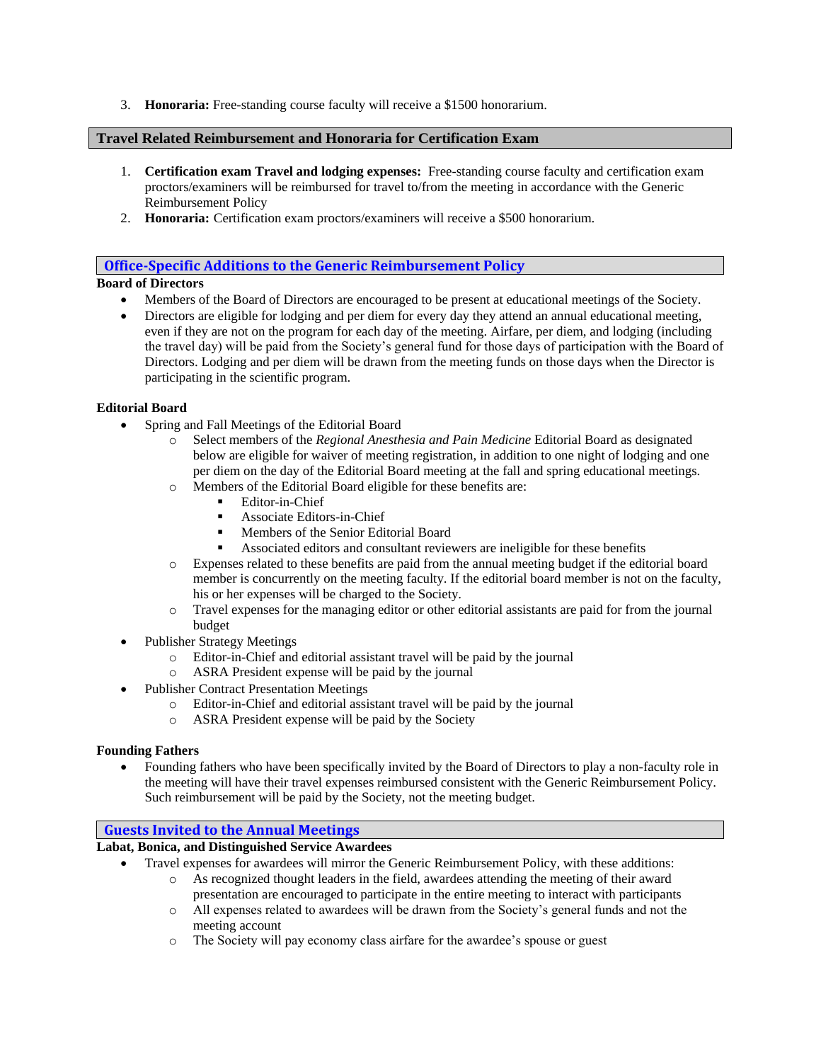3. **Honoraria:** Free-standing course faculty will receive a $1500 honorarium.

## Travel Related Reimbursement and Honoraria for Certification Exam

1. **Certification exam Travel and lodging expenses:** Free-standing course faculty and certification exam proctors/examiners will be reimbursed for travel to/from the meeting in accordance with the Generic Reimbursement Policy
2. **Honoraria:** Certification exam proctors/examiners will receive a $500 honorarium.

## Office-Specific Additions to the Generic Reimbursement Policy

**Board of Directors**

- Members of the Board of Directors are encouraged to be present at educational meetings of the Society.
- Directors are eligible for lodging and per diem for every day they attend an annual educational meeting, even if they are not on the program for each day of the meeting. Airfare, per diem, and lodging (including the travel day) will be paid from the Society's general fund for those days of participation with the Board of Directors. Lodging and per diem will be drawn from the meeting funds on those days when the Director is participating in the scientific program.

**Editorial Board**

- Spring and Fall Meetings of the Editorial Board
  - Select members of the *Regional Anesthesia and Pain Medicine* Editorial Board as designated below are eligible for waiver of meeting registration, in addition to one night of lodging and one per diem on the day of the Editorial Board meeting at the fall and spring educational meetings.
  - Members of the Editorial Board eligible for these benefits are:
    - Editor-in-Chief
    - Associate Editors-in-Chief
    - Members of the Senior Editorial Board
    - Associated editors and consultant reviewers are ineligible for these benefits
  - Expenses related to these benefits are paid from the annual meeting budget if the editorial board member is concurrently on the meeting faculty. If the editorial board member is not on the faculty, his or her expenses will be charged to the Society.
  - Travel expenses for the managing editor or other editorial assistants are paid for from the journal budget
- Publisher Strategy Meetings
  - Editor-in-Chief and editorial assistant travel will be paid by the journal
  - ASRA President expense will be paid by the journal
- Publisher Contract Presentation Meetings
  - Editor-in-Chief and editorial assistant travel will be paid by the journal
  - ASRA President expense will be paid by the Society

**Founding Fathers**

- Founding fathers who have been specifically invited by the Board of Directors to play a non-faculty role in the meeting will have their travel expenses reimbursed consistent with the Generic Reimbursement Policy. Such reimbursement will be paid by the Society, not the meeting budget.

## Guests Invited to the Annual Meetings

**Labat, Bonica, and Distinguished Service Awardees**

- Travel expenses for awardees will mirror the Generic Reimbursement Policy, with these additions:
  - As recognized thought leaders in the field, awardees attending the meeting of their award presentation are encouraged to participate in the entire meeting to interact with participants
  - All expenses related to awardees will be drawn from the Society's general funds and not the meeting account
  - The Society will pay economy class airfare for the awardee's spouse or guest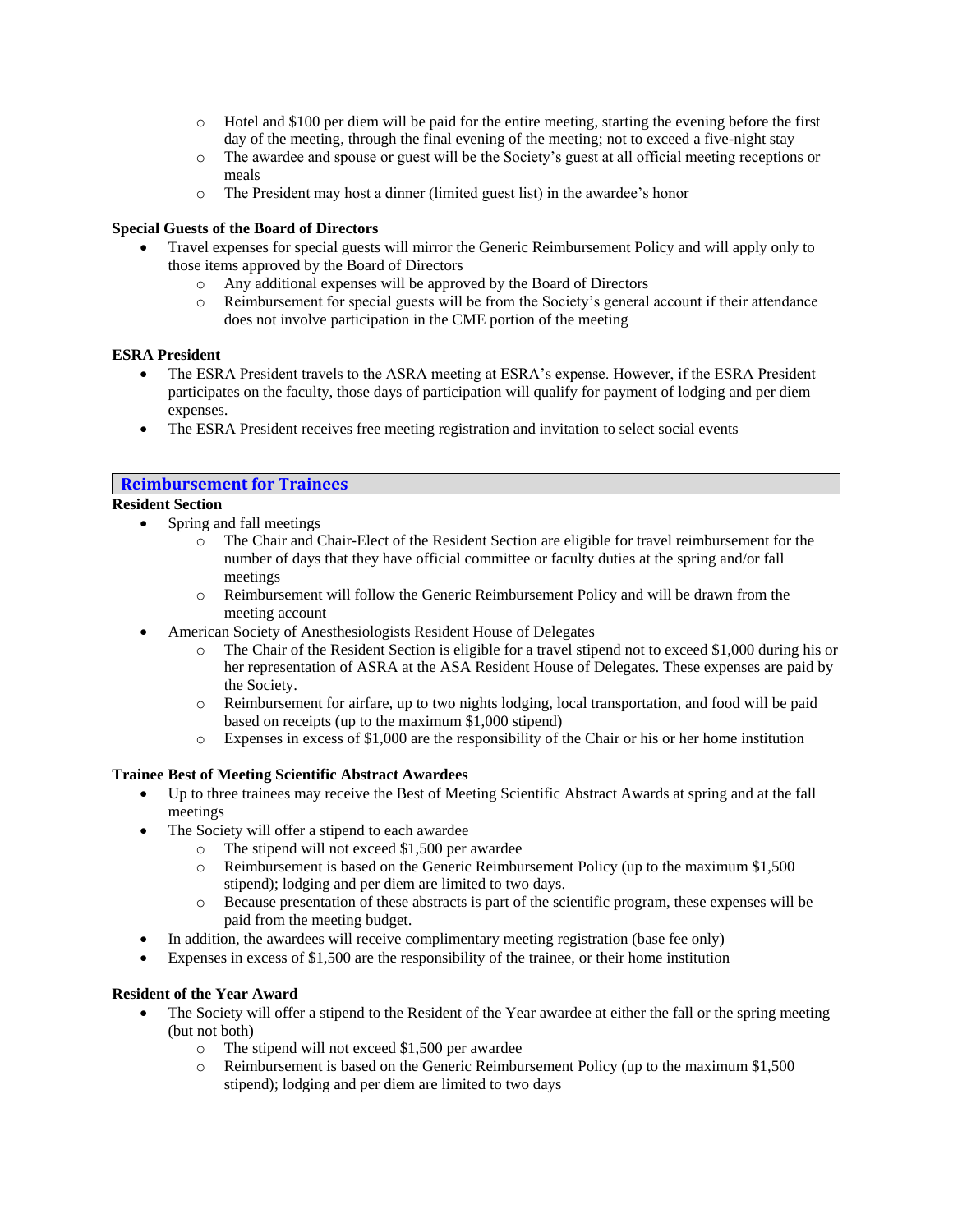- Hotel and $100 per diem will be paid for the entire meeting, starting the evening before the first day of the meeting, through the final evening of the meeting; not to exceed a five-night stay
  - The awardee and spouse or guest will be the Society's guest at all official meeting receptions or meals
  - The President may host a dinner (limited guest list) in the awardee's honor

**Special Guests of the Board of Directors**

- Travel expenses for special guests will mirror the Generic Reimbursement Policy and will apply only to those items approved by the Board of Directors
  - Any additional expenses will be approved by the Board of Directors
  - Reimbursement for special guests will be from the Society's general account if their attendance does not involve participation in the CME portion of the meeting

**ESRA President**

- The ESRA President travels to the ASRA meeting at ESRA's expense. However, if the ESRA President participates on the faculty, those days of participation will qualify for payment of lodging and per diem expenses.
- The ESRA President receives free meeting registration and invitation to select social events

## Reimbursement for Trainees

**Resident Section**

- Spring and fall meetings
  - The Chair and Chair-Elect of the Resident Section are eligible for travel reimbursement for the number of days that they have official committee or faculty duties at the spring and/or fall meetings
  - Reimbursement will follow the Generic Reimbursement Policy and will be drawn from the meeting account
- American Society of Anesthesiologists Resident House of Delegates
  - The Chair of the Resident Section is eligible for a travel stipend not to exceed $1,000 during his or her representation of ASRA at the ASA Resident House of Delegates. These expenses are paid by the Society.
  - Reimbursement for airfare, up to two nights lodging, local transportation, and food will be paid based on receipts (up to the maximum $1,000 stipend)
  - Expenses in excess of $1,000 are the responsibility of the Chair or his or her home institution

**Trainee Best of Meeting Scientific Abstract Awardees**

- Up to three trainees may receive the Best of Meeting Scientific Abstract Awards at spring and at the fall meetings
- The Society will offer a stipend to each awardee
  - The stipend will not exceed $1,500 per awardee
  - Reimbursement is based on the Generic Reimbursement Policy (up to the maximum $1,500 stipend); lodging and per diem are limited to two days.
  - Because presentation of these abstracts is part of the scientific program, these expenses will be paid from the meeting budget.
- In addition, the awardees will receive complimentary meeting registration (base fee only)
- Expenses in excess of $1,500 are the responsibility of the trainee, or their home institution

**Resident of the Year Award**

- The Society will offer a stipend to the Resident of the Year awardee at either the fall or the spring meeting (but not both)
  - The stipend will not exceed $1,500 per awardee
  - Reimbursement is based on the Generic Reimbursement Policy (up to the maximum $1,500 stipend); lodging and per diem are limited to two days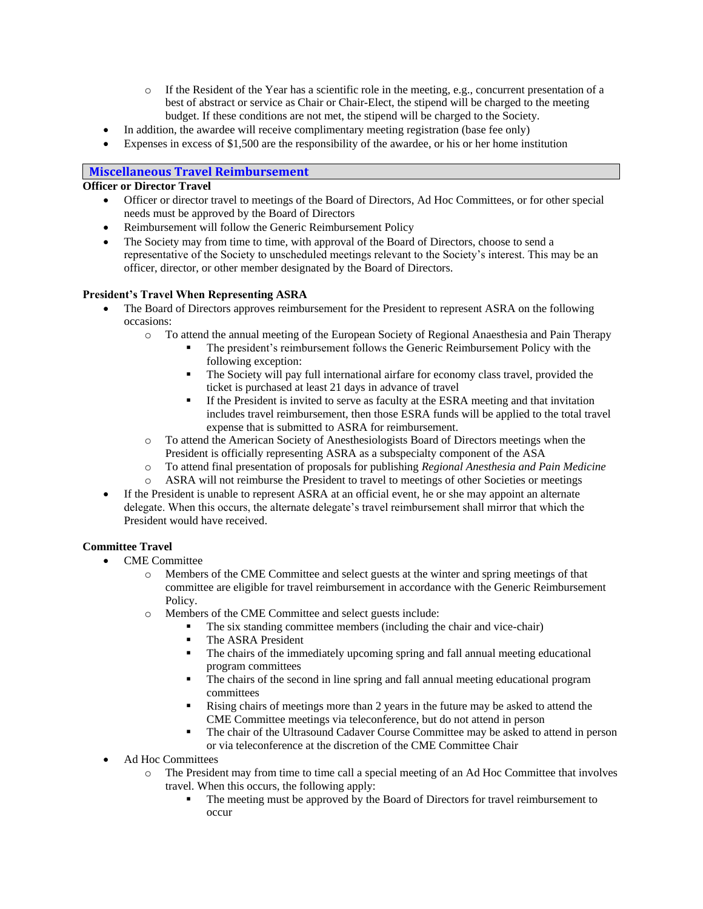- If the Resident of the Year has a scientific role in the meeting, e.g., concurrent presentation of a best of abstract or service as Chair or Chair-Elect, the stipend will be charged to the meeting budget. If these conditions are not met, the stipend will be charged to the Society.
- In addition, the awardee will receive complimentary meeting registration (base fee only)
- Expenses in excess of $1,500 are the responsibility of the awardee, or his or her home institution

## Miscellaneous Travel Reimbursement

**Officer or Director Travel**

- Officer or director travel to meetings of the Board of Directors, Ad Hoc Committees, or for other special needs must be approved by the Board of Directors
- Reimbursement will follow the Generic Reimbursement Policy
- The Society may from time to time, with approval of the Board of Directors, choose to send a representative of the Society to unscheduled meetings relevant to the Society's interest. This may be an officer, director, or other member designated by the Board of Directors.

**President's Travel When Representing ASRA**

- The Board of Directors approves reimbursement for the President to represent ASRA on the following occasions:
    - To attend the annual meeting of the European Society of Regional Anaesthesia and Pain Therapy
        - The president's reimbursement follows the Generic Reimbursement Policy with the following exception:
        - The Society will pay full international airfare for economy class travel, provided the ticket is purchased at least 21 days in advance of travel
        - If the President is invited to serve as faculty at the ESRA meeting and that invitation includes travel reimbursement, then those ESRA funds will be applied to the total travel expense that is submitted to ASRA for reimbursement.
    - To attend the American Society of Anesthesiologists Board of Directors meetings when the President is officially representing ASRA as a subspecialty component of the ASA
    - To attend final presentation of proposals for publishing *Regional Anesthesia and Pain Medicine*
    - ASRA will not reimburse the President to travel to meetings of other Societies or meetings
- If the President is unable to represent ASRA at an official event, he or she may appoint an alternate delegate. When this occurs, the alternate delegate's travel reimbursement shall mirror that which the President would have received.

**Committee Travel**

- CME Committee
    - Members of the CME Committee and select guests at the winter and spring meetings of that committee are eligible for travel reimbursement in accordance with the Generic Reimbursement Policy.
    - Members of the CME Committee and select guests include:
        - The six standing committee members (including the chair and vice-chair)
        - The ASRA President
        - The chairs of the immediately upcoming spring and fall annual meeting educational program committees
        - The chairs of the second in line spring and fall annual meeting educational program committees
        - Rising chairs of meetings more than 2 years in the future may be asked to attend the CME Committee meetings via teleconference, but do not attend in person
        - The chair of the Ultrasound Cadaver Course Committee may be asked to attend in person or via teleconference at the discretion of the CME Committee Chair
- Ad Hoc Committees
    - The President may from time to time call a special meeting of an Ad Hoc Committee that involves travel. When this occurs, the following apply:
        - The meeting must be approved by the Board of Directors for travel reimbursement to occur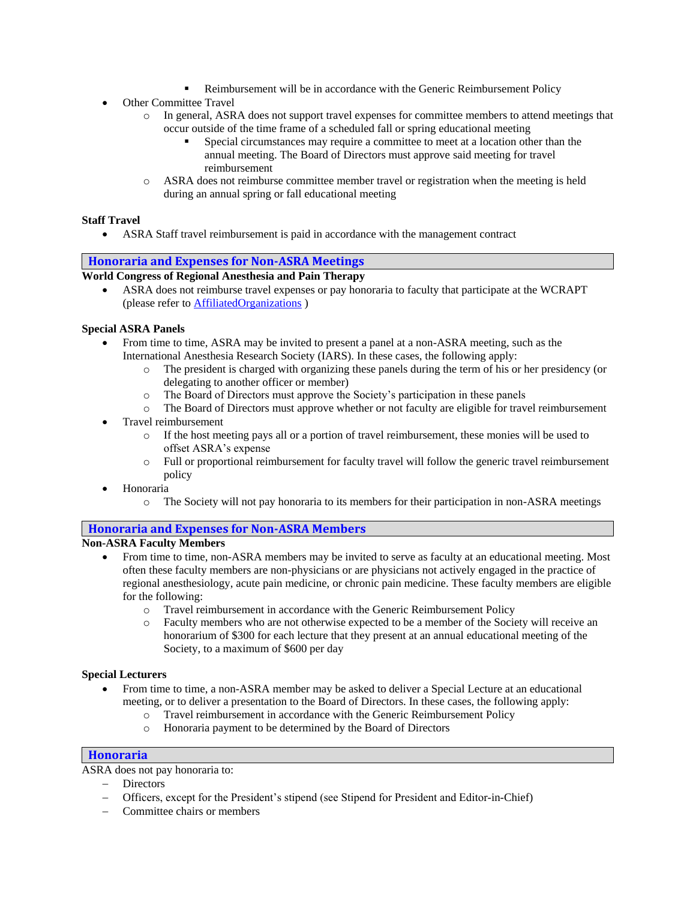- Reimbursement will be in accordance with the Generic Reimbursement Policy
- Other Committee Travel
  - In general, ASRA does not support travel expenses for committee members to attend meetings that occur outside of the time frame of a scheduled fall or spring educational meeting
    - Special circumstances may require a committee to meet at a location other than the annual meeting. The Board of Directors must approve said meeting for travel reimbursement
  - ASRA does not reimburse committee member travel or registration when the meeting is held during an annual spring or fall educational meeting

**Staff Travel**

- ASRA Staff travel reimbursement is paid in accordance with the management contract

## Honoraria and Expenses for Non-ASRA Meetings

**World Congress of Regional Anesthesia and Pain Therapy**

- ASRA does not reimburse travel expenses or pay honoraria to faculty that participate at the WCRAPT (please refer to AffiliatedOrganizations )

**Special ASRA Panels**

- From time to time, ASRA may be invited to present a panel at a non-ASRA meeting, such as the International Anesthesia Research Society (IARS). In these cases, the following apply:
  - The president is charged with organizing these panels during the term of his or her presidency (or delegating to another officer or member)
  - The Board of Directors must approve the Society's participation in these panels
  - The Board of Directors must approve whether or not faculty are eligible for travel reimbursement
- Travel reimbursement
  - If the host meeting pays all or a portion of travel reimbursement, these monies will be used to offset ASRA's expense
  - Full or proportional reimbursement for faculty travel will follow the generic travel reimbursement policy
- Honoraria
  - The Society will not pay honoraria to its members for their participation in non-ASRA meetings

## Honoraria and Expenses for Non-ASRA Members

**Non-ASRA Faculty Members**

- From time to time, non-ASRA members may be invited to serve as faculty at an educational meeting. Most often these faculty members are non-physicians or are physicians not actively engaged in the practice of regional anesthesiology, acute pain medicine, or chronic pain medicine. These faculty members are eligible for the following:
  - Travel reimbursement in accordance with the Generic Reimbursement Policy
  - Faculty members who are not otherwise expected to be a member of the Society will receive an honorarium of $300 for each lecture that they present at an annual educational meeting of the Society, to a maximum of $600 per day

**Special Lecturers**

- From time to time, a non-ASRA member may be asked to deliver a Special Lecture at an educational meeting, or to deliver a presentation to the Board of Directors. In these cases, the following apply:
  - Travel reimbursement in accordance with the Generic Reimbursement Policy
  - Honoraria payment to be determined by the Board of Directors

## Honoraria

ASRA does not pay honoraria to:

- Directors
- Officers, except for the President's stipend (see Stipend for President and Editor-in-Chief)
- Committee chairs or members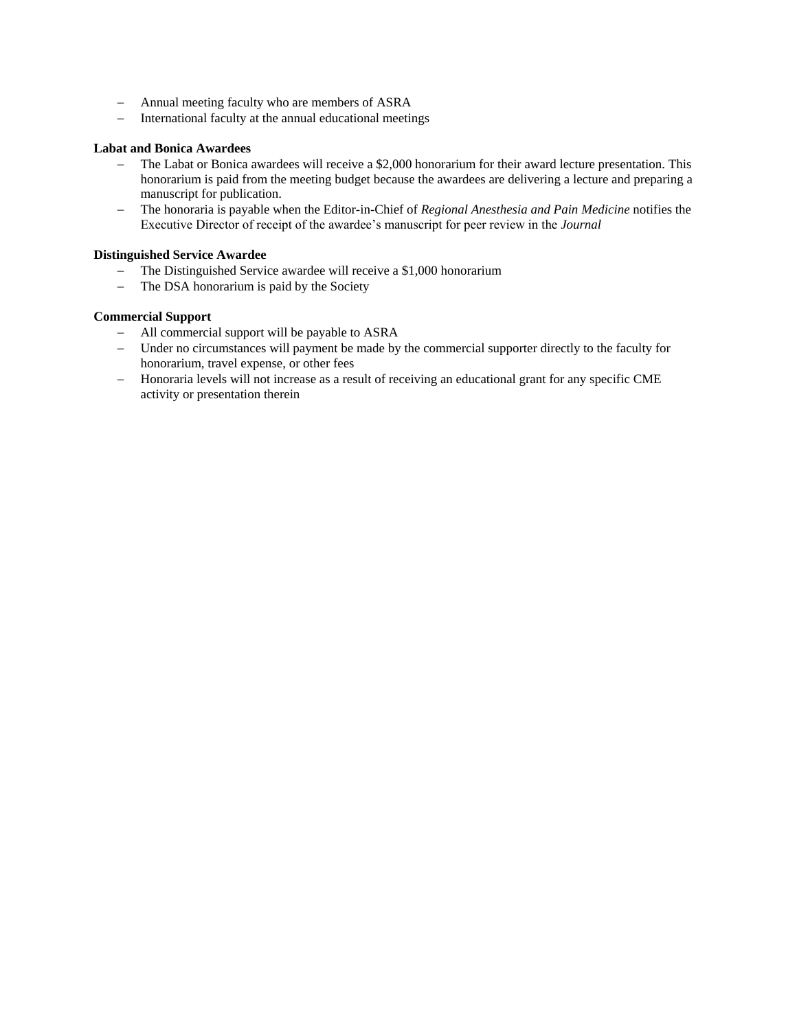- Annual meeting faculty who are members of ASRA
- International faculty at the annual educational meetings

**Labat and Bonica Awardees**

- The Labat or Bonica awardees will receive a $2,000 honorarium for their award lecture presentation. This honorarium is paid from the meeting budget because the awardees are delivering a lecture and preparing a manuscript for publication.
- The honoraria is payable when the Editor-in-Chief of *Regional Anesthesia and Pain Medicine* notifies the Executive Director of receipt of the awardee's manuscript for peer review in the *Journal*

**Distinguished Service Awardee**

- The Distinguished Service awardee will receive a $1,000 honorarium
- The DSA honorarium is paid by the Society

**Commercial Support**

- All commercial support will be payable to ASRA
- Under no circumstances will payment be made by the commercial supporter directly to the faculty for honorarium, travel expense, or other fees
- Honoraria levels will not increase as a result of receiving an educational grant for any specific CME activity or presentation therein